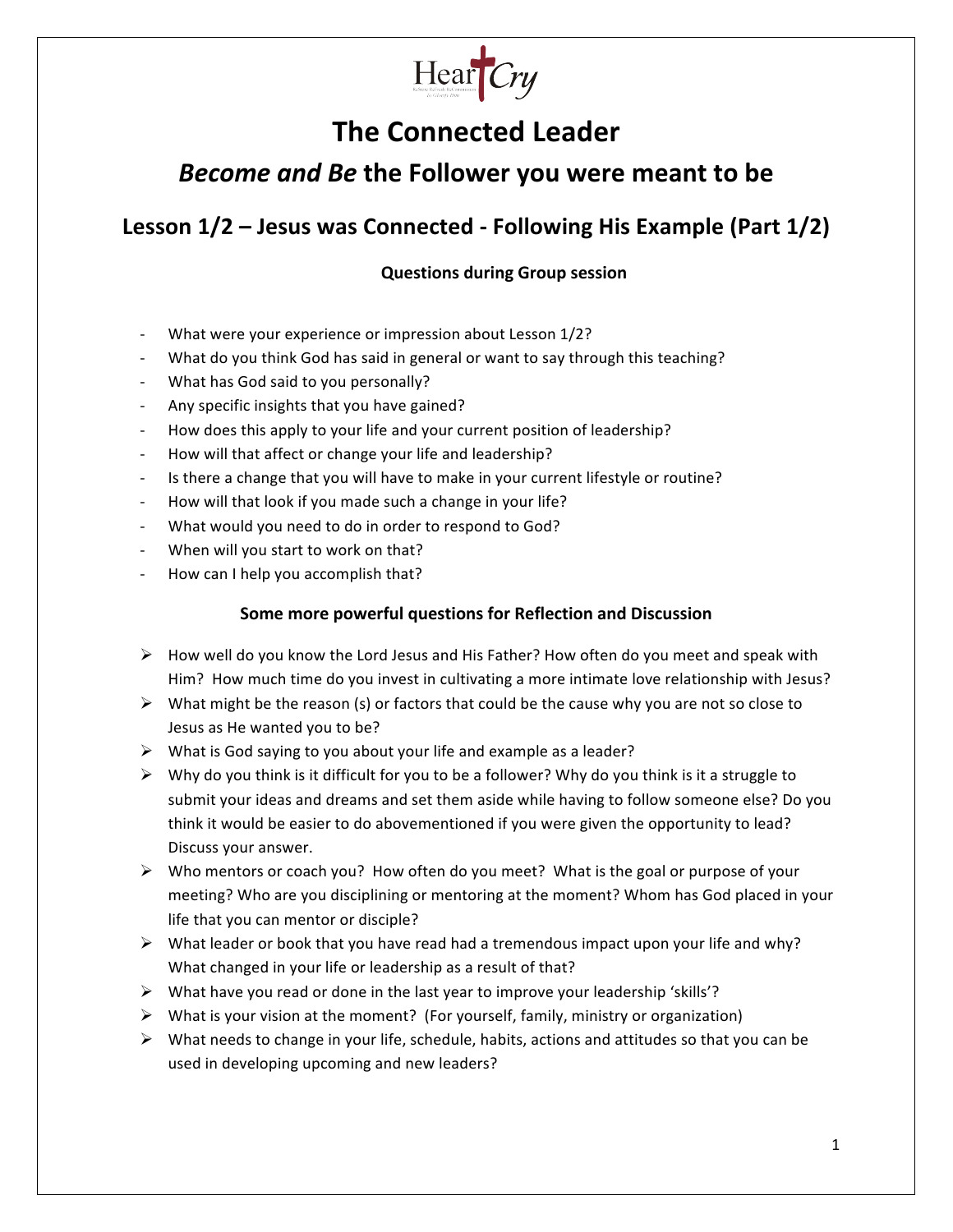# The Connected Leader

## *Become and Be* the Follower you were meant to be

### Lesson 1/2 – Jesus was Connected - Following His Example (Part 1/2)

**Questions during Group session**

- What were your experience or impression about Lesson 1/2?
- What do you think God has said in general or want to say through this teaching?
- What has God said to you personally?
- Any specific insights that you have gained?
- How does this apply to your life and your current position of leadership?
- How will that affect or change your life and leadership?
- Is there a change that you will have to make in your current lifestyle or routine?
- How will that look if you made such a change in your life?
- What would you need to do in order to respond to God?
- When will you start to work on that?
- How can I help you accomplish that?

**Some more powerful questions for Reflection and Discussion**

- How well do you know the Lord Jesus and His Father? How often do you meet and speak with Him? How much time do you invest in cultivating a more intimate love relationship with Jesus?
- What might be the reason (s) or factors that could be the cause why you are not so close to Jesus as He wanted you to be?
- What is God saying to you about your life and example as a leader?
- Why do you think is it difficult for you to be a follower? Why do you think is it a struggle to submit your ideas and dreams and set them aside while having to follow someone else? Do you think it would be easier to do abovementioned if you were given the opportunity to lead? Discuss your answer.
- Who mentors or coach you? How often do you meet? What is the goal or purpose of your meeting? Who are you disciplining or mentoring at the moment? Whom has God placed in your life that you can mentor or disciple?
- What leader or book that you have read had a tremendous impact upon your life and why? What changed in your life or leadership as a result of that?
- What have you read or done in the last year to improve your leadership 'skills'?
- What is your vision at the moment? (For yourself, family, ministry or organization)
- What needs to change in your life, schedule, habits, actions and attitudes so that you can be used in developing upcoming and new leaders?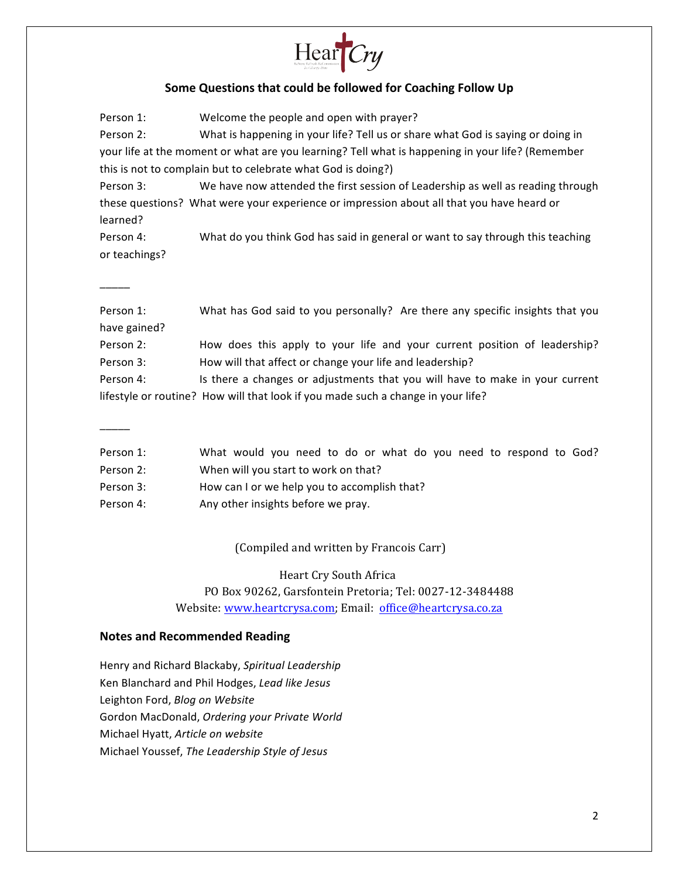HeartCry

**Some Questions that could be followed for Coaching Follow Up**

Person 1: Welcome the people and open with prayer?
Person 2: What is happening in your life? Tell us or share what God is saying or doing in your life at the moment or what are you learning? Tell what is happening in your life? (Remember this is not to complain but to celebrate what God is doing?)
Person 3: We have now attended the first session of Leadership as well as reading through these questions? What were your experience or impression about all that you have heard or learned?
Person 4: What do you think God has said in general or want to say through this teaching or teachings?

_____

Person 1: What has God said to you personally? Are there any specific insights that you have gained?
Person 2: How does this apply to your life and your current position of leadership?
Person 3: How will that affect or change your life and leadership?
Person 4: Is there a changes or adjustments that you will have to make in your current lifestyle or routine? How will that look if you made such a change in your life?

_____

Person 1: What would you need to do or what do you need to respond to God?
Person 2: When will you start to work on that?
Person 3: How can I or we help you to accomplish that?
Person 4: Any other insights before we pray.

(Compiled and written by Francois Carr)

Heart Cry South Africa
PO Box 90262, Garsfontein Pretoria; Tel: 0027-12-3484488
Website: www.heartcrysa.com; Email: office@heartcrysa.co.za

### Notes and Recommended Reading

Henry and Richard Blackaby, *Spiritual Leadership*
Ken Blanchard and Phil Hodges, *Lead like Jesus*
Leighton Ford, *Blog on Website*
Gordon MacDonald, *Ordering your Private World*
Michael Hyatt, *Article on website*
Michael Youssef, *The Leadership Style of Jesus*